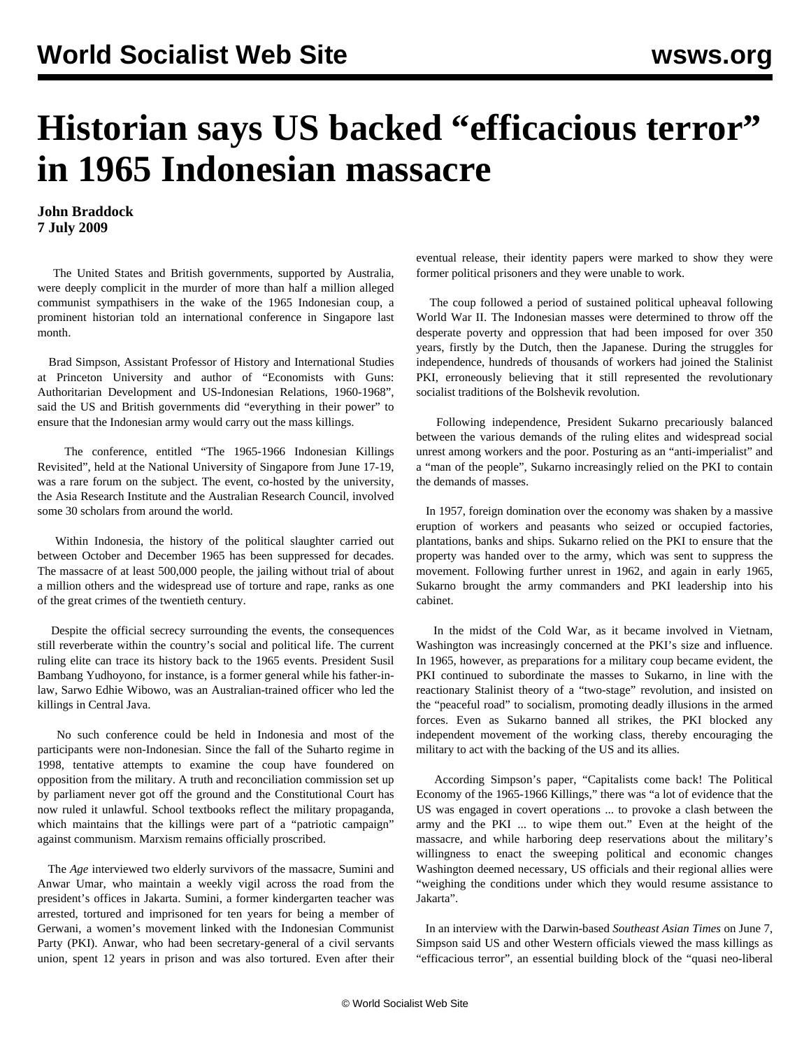# Historian says US backed "efficacious terror" in 1965 Indonesian massacre

**John Braddock**
**7 July 2009**

The United States and British governments, supported by Australia, were deeply complicit in the murder of more than half a million alleged communist sympathisers in the wake of the 1965 Indonesian coup, a prominent historian told an international conference in Singapore last month.

Brad Simpson, Assistant Professor of History and International Studies at Princeton University and author of "Economists with Guns: Authoritarian Development and US-Indonesian Relations, 1960-1968", said the US and British governments did "everything in their power" to ensure that the Indonesian army would carry out the mass killings.

The conference, entitled "The 1965-1966 Indonesian Killings Revisited", held at the National University of Singapore from June 17-19, was a rare forum on the subject. The event, co-hosted by the university, the Asia Research Institute and the Australian Research Council, involved some 30 scholars from around the world.

Within Indonesia, the history of the political slaughter carried out between October and December 1965 has been suppressed for decades. The massacre of at least 500,000 people, the jailing without trial of about a million others and the widespread use of torture and rape, ranks as one of the great crimes of the twentieth century.

Despite the official secrecy surrounding the events, the consequences still reverberate within the country's social and political life. The current ruling elite can trace its history back to the 1965 events. President Susil Bambang Yudhoyono, for instance, is a former general while his father-in-law, Sarwo Edhie Wibowo, was an Australian-trained officer who led the killings in Central Java.

No such conference could be held in Indonesia and most of the participants were non-Indonesian. Since the fall of the Suharto regime in 1998, tentative attempts to examine the coup have foundered on opposition from the military. A truth and reconciliation commission set up by parliament never got off the ground and the Constitutional Court has now ruled it unlawful. School textbooks reflect the military propaganda, which maintains that the killings were part of a "patriotic campaign" against communism. Marxism remains officially proscribed.

The *Age* interviewed two elderly survivors of the massacre, Sumini and Anwar Umar, who maintain a weekly vigil across the road from the president's offices in Jakarta. Sumini, a former kindergarten teacher was arrested, tortured and imprisoned for ten years for being a member of Gerwani, a women's movement linked with the Indonesian Communist Party (PKI). Anwar, who had been secretary-general of a civil servants union, spent 12 years in prison and was also tortured. Even after their eventual release, their identity papers were marked to show they were former political prisoners and they were unable to work.

The coup followed a period of sustained political upheaval following World War II. The Indonesian masses were determined to throw off the desperate poverty and oppression that had been imposed for over 350 years, firstly by the Dutch, then the Japanese. During the struggles for independence, hundreds of thousands of workers had joined the Stalinist PKI, erroneously believing that it still represented the revolutionary socialist traditions of the Bolshevik revolution.

Following independence, President Sukarno precariously balanced between the various demands of the ruling elites and widespread social unrest among workers and the poor. Posturing as an "anti-imperialist" and a "man of the people", Sukarno increasingly relied on the PKI to contain the demands of masses.

In 1957, foreign domination over the economy was shaken by a massive eruption of workers and peasants who seized or occupied factories, plantations, banks and ships. Sukarno relied on the PKI to ensure that the property was handed over to the army, which was sent to suppress the movement. Following further unrest in 1962, and again in early 1965, Sukarno brought the army commanders and PKI leadership into his cabinet.

In the midst of the Cold War, as it became involved in Vietnam, Washington was increasingly concerned at the PKI's size and influence. In 1965, however, as preparations for a military coup became evident, the PKI continued to subordinate the masses to Sukarno, in line with the reactionary Stalinist theory of a "two-stage" revolution, and insisted on the "peaceful road" to socialism, promoting deadly illusions in the armed forces. Even as Sukarno banned all strikes, the PKI blocked any independent movement of the working class, thereby encouraging the military to act with the backing of the US and its allies.

According Simpson's paper, "Capitalists come back! The Political Economy of the 1965-1966 Killings," there was "a lot of evidence that the US was engaged in covert operations ... to provoke a clash between the army and the PKI ... to wipe them out." Even at the height of the massacre, and while harboring deep reservations about the military's willingness to enact the sweeping political and economic changes Washington deemed necessary, US officials and their regional allies were "weighing the conditions under which they would resume assistance to Jakarta".

In an interview with the Darwin-based *Southeast Asian Times* on June 7, Simpson said US and other Western officials viewed the mass killings as "efficacious terror", an essential building block of the "quasi neo-liberal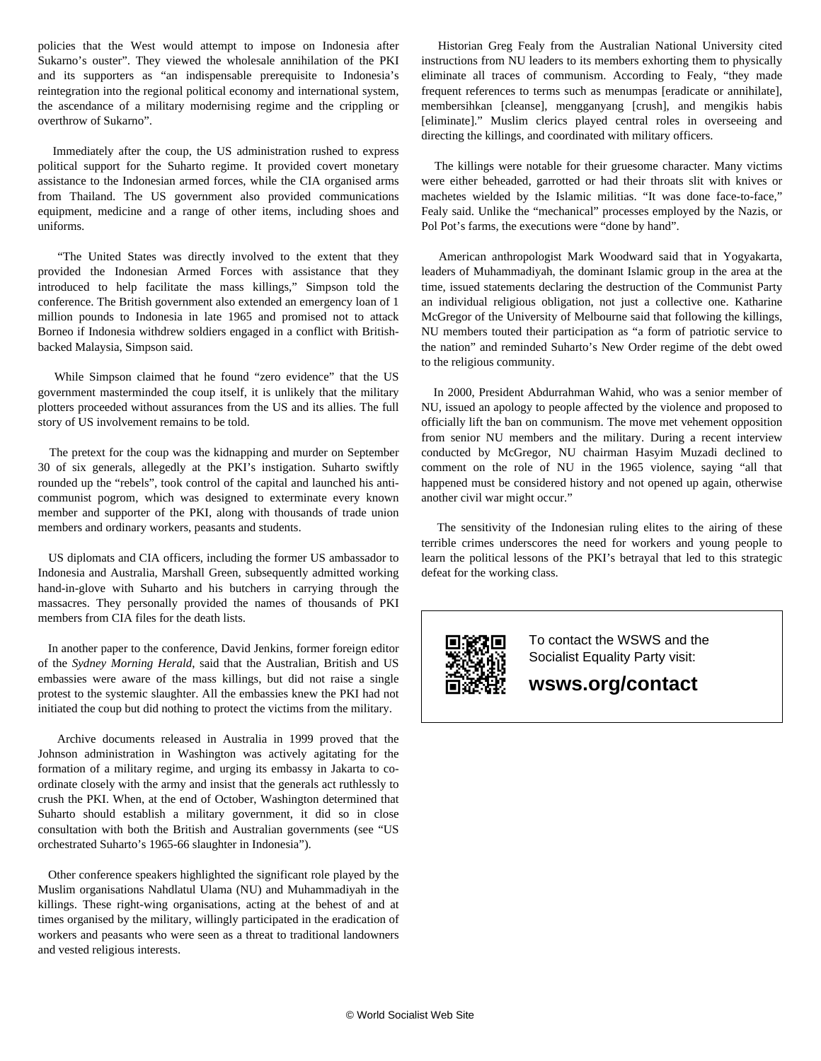policies that the West would attempt to impose on Indonesia after Sukarno's ouster". They viewed the wholesale annihilation of the PKI and its supporters as "an indispensable prerequisite to Indonesia's reintegration into the regional political economy and international system, the ascendance of a military modernising regime and the crippling or overthrow of Sukarno".

Immediately after the coup, the US administration rushed to express political support for the Suharto regime. It provided covert monetary assistance to the Indonesian armed forces, while the CIA organised arms from Thailand. The US government also provided communications equipment, medicine and a range of other items, including shoes and uniforms.

"The United States was directly involved to the extent that they provided the Indonesian Armed Forces with assistance that they introduced to help facilitate the mass killings," Simpson told the conference. The British government also extended an emergency loan of 1 million pounds to Indonesia in late 1965 and promised not to attack Borneo if Indonesia withdrew soldiers engaged in a conflict with British-backed Malaysia, Simpson said.

While Simpson claimed that he found "zero evidence" that the US government masterminded the coup itself, it is unlikely that the military plotters proceeded without assurances from the US and its allies. The full story of US involvement remains to be told.

The pretext for the coup was the kidnapping and murder on September 30 of six generals, allegedly at the PKI's instigation. Suharto swiftly rounded up the "rebels", took control of the capital and launched his anti-communist pogrom, which was designed to exterminate every known member and supporter of the PKI, along with thousands of trade union members and ordinary workers, peasants and students.

US diplomats and CIA officers, including the former US ambassador to Indonesia and Australia, Marshall Green, subsequently admitted working hand-in-glove with Suharto and his butchers in carrying through the massacres. They personally provided the names of thousands of PKI members from CIA files for the death lists.

In another paper to the conference, David Jenkins, former foreign editor of the *Sydney Morning Herald*, said that the Australian, British and US embassies were aware of the mass killings, but did not raise a single protest to the systemic slaughter. All the embassies knew the PKI had not initiated the coup but did nothing to protect the victims from the military.

Archive documents released in Australia in 1999 proved that the Johnson administration in Washington was actively agitating for the formation of a military regime, and urging its embassy in Jakarta to co-ordinate closely with the army and insist that the generals act ruthlessly to crush the PKI. When, at the end of October, Washington determined that Suharto should establish a military government, it did so in close consultation with both the British and Australian governments (see "US orchestrated Suharto's 1965-66 slaughter in Indonesia").

Other conference speakers highlighted the significant role played by the Muslim organisations Nahdlatul Ulama (NU) and Muhammadiyah in the killings. These right-wing organisations, acting at the behest of and at times organised by the military, willingly participated in the eradication of workers and peasants who were seen as a threat to traditional landowners and vested religious interests.

Historian Greg Fealy from the Australian National University cited instructions from NU leaders to its members exhorting them to physically eliminate all traces of communism. According to Fealy, "they made frequent references to terms such as menumpas [eradicate or annihilate], membersihkan [cleanse], mengganyang [crush], and mengikis habis [eliminate]." Muslim clerics played central roles in overseeing and directing the killings, and coordinated with military officers.

The killings were notable for their gruesome character. Many victims were either beheaded, garrotted or had their throats slit with knives or machetes wielded by the Islamic militias. "It was done face-to-face," Fealy said. Unlike the "mechanical" processes employed by the Nazis, or Pol Pot's farms, the executions were "done by hand".

American anthropologist Mark Woodward said that in Yogyakarta, leaders of Muhammadiyah, the dominant Islamic group in the area at the time, issued statements declaring the destruction of the Communist Party an individual religious obligation, not just a collective one. Katharine McGregor of the University of Melbourne said that following the killings, NU members touted their participation as "a form of patriotic service to the nation" and reminded Suharto's New Order regime of the debt owed to the religious community.

In 2000, President Abdurrahman Wahid, who was a senior member of NU, issued an apology to people affected by the violence and proposed to officially lift the ban on communism. The move met vehement opposition from senior NU members and the military. During a recent interview conducted by McGregor, NU chairman Hasyim Muzadi declined to comment on the role of NU in the 1965 violence, saying "all that happened must be considered history and not opened up again, otherwise another civil war might occur."

The sensitivity of the Indonesian ruling elites to the airing of these terrible crimes underscores the need for workers and young people to learn the political lessons of the PKI's betrayal that led to this strategic defeat for the working class.

To contact the WSWS and the Socialist Equality Party visit:

**wsws.org/contact**